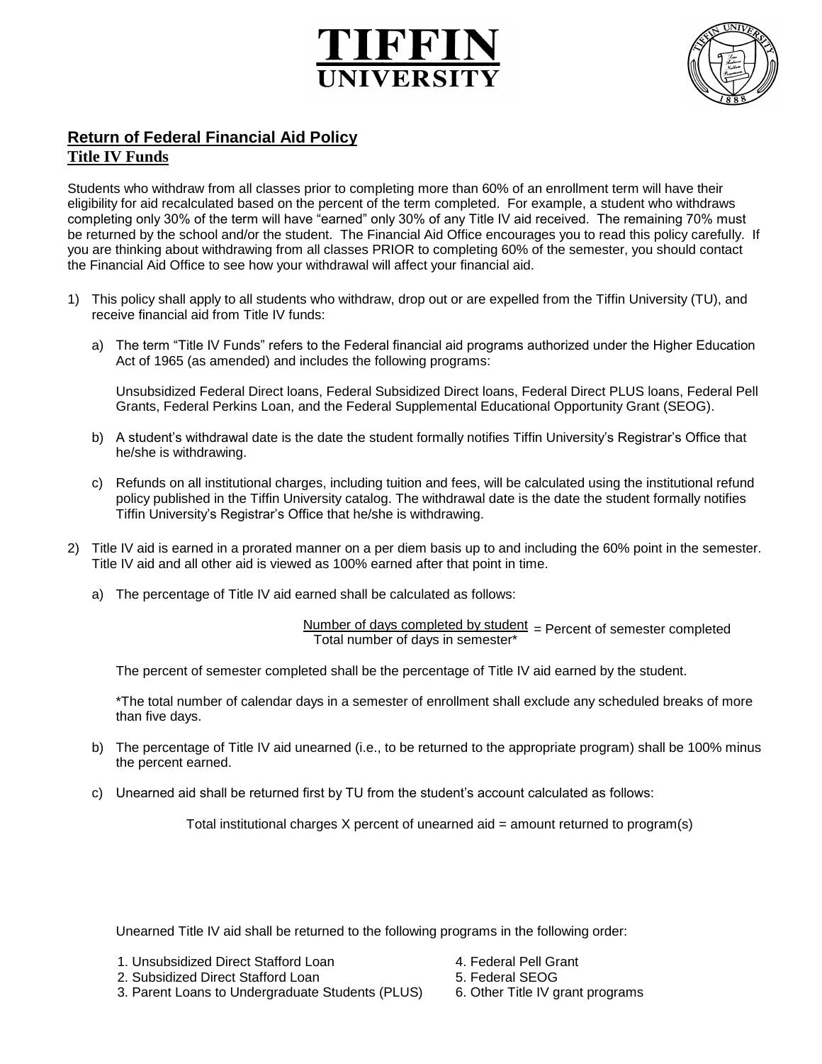# TIFFIN UNIVERSITY

## Return of Federal Financial Aid Policy

### Title IV Funds

Students who withdraw from all classes prior to completing more than 60% of an enrollment term will have their eligibility for aid recalculated based on the percent of the term completed. For example, a student who withdraws completing only 30% of the term will have "earned" only 30% of any Title IV aid received. The remaining 70% must be returned by the school and/or the student. The Financial Aid Office encourages you to read this policy carefully. If you are thinking about withdrawing from all classes PRIOR to completing 60% of the semester, you should contact the Financial Aid Office to see how your withdrawal will affect your financial aid.

1) This policy shall apply to all students who withdraw, drop out or are expelled from the Tiffin University (TU), and receive financial aid from Title IV funds:

   a) The term "Title IV Funds" refers to the Federal financial aid programs authorized under the Higher Education Act of 1965 (as amended) and includes the following programs:

      Unsubsidized Federal Direct loans, Federal Subsidized Direct loans, Federal Direct PLUS loans, Federal Pell Grants, Federal Perkins Loan, and the Federal Supplemental Educational Opportunity Grant (SEOG).

   b) A student's withdrawal date is the date the student formally notifies Tiffin University's Registrar's Office that he/she is withdrawing.

   c) Refunds on all institutional charges, including tuition and fees, will be calculated using the institutional refund policy published in the Tiffin University catalog. The withdrawal date is the date the student formally notifies Tiffin University's Registrar's Office that he/she is withdrawing.

2) Title IV aid is earned in a prorated manner on a per diem basis up to and including the 60% point in the semester. Title IV aid and all other aid is viewed as 100% earned after that point in time.

   a) The percentage of Title IV aid earned shall be calculated as follows:

      $$\frac{\text{Number of days completed by student}}{\text{Total number of days in semester*}} = \text{Percent of semester completed}$$

      The percent of semester completed shall be the percentage of Title IV aid earned by the student.

      *The total number of calendar days in a semester of enrollment shall exclude any scheduled breaks of more than five days.

   b) The percentage of Title IV aid unearned (i.e., to be returned to the appropriate program) shall be 100% minus the percent earned.

   c) Unearned aid shall be returned first by TU from the student's account calculated as follows:

      Total institutional charges X percent of unearned aid = amount returned to program(s)

      Unearned Title IV aid shall be returned to the following programs in the following order:

      1. Unsubsidized Direct Stafford Loan
      2. Subsidized Direct Stafford Loan
      3. Parent Loans to Undergraduate Students (PLUS)
      4. Federal Pell Grant
      5. Federal SEOG
      6. Other Title IV grant programs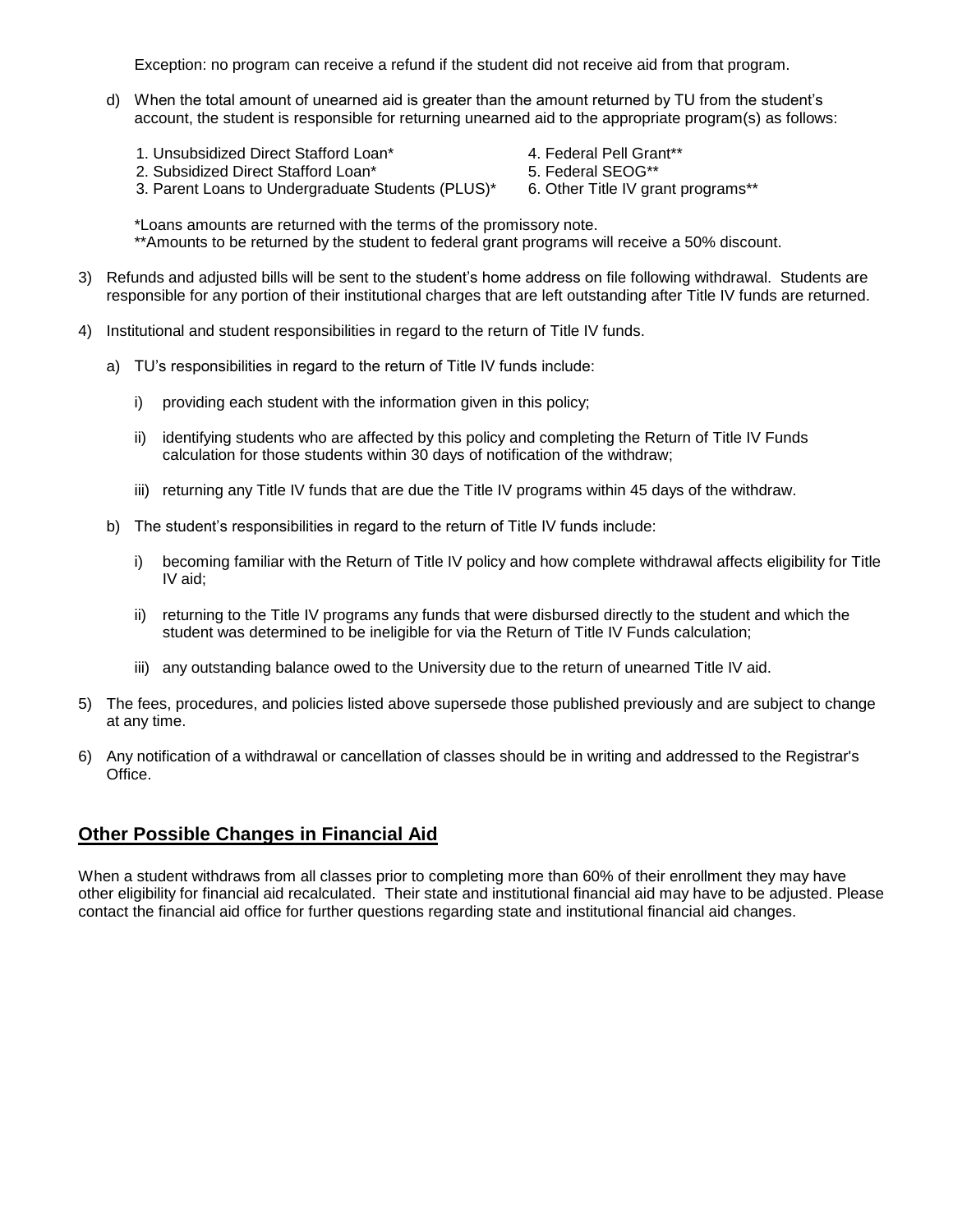Exception: no program can receive a refund if the student did not receive aid from that program.

d) When the total amount of unearned aid is greater than the amount returned by TU from the student's account, the student is responsible for returning unearned aid to the appropriate program(s) as follows:

1. Unsubsidized Direct Stafford Loan*
2. Subsidized Direct Stafford Loan*
3. Parent Loans to Undergraduate Students (PLUS)*
4. Federal Pell Grant**
5. Federal SEOG**
6. Other Title IV grant programs**

*Loans amounts are returned with the terms of the promissory note.
**Amounts to be returned by the student to federal grant programs will receive a 50% discount.

3) Refunds and adjusted bills will be sent to the student's home address on file following withdrawal. Students are responsible for any portion of their institutional charges that are left outstanding after Title IV funds are returned.

4) Institutional and student responsibilities in regard to the return of Title IV funds.

   a) TU's responsibilities in regard to the return of Title IV funds include:

      i) providing each student with the information given in this policy;

      ii) identifying students who are affected by this policy and completing the Return of Title IV Funds calculation for those students within 30 days of notification of the withdraw;

      iii) returning any Title IV funds that are due the Title IV programs within 45 days of the withdraw.

   b) The student's responsibilities in regard to the return of Title IV funds include:

      i) becoming familiar with the Return of Title IV policy and how complete withdrawal affects eligibility for Title IV aid;

      ii) returning to the Title IV programs any funds that were disbursed directly to the student and which the student was determined to be ineligible for via the Return of Title IV Funds calculation;

      iii) any outstanding balance owed to the University due to the return of unearned Title IV aid.

5) The fees, procedures, and policies listed above supersede those published previously and are subject to change at any time.

6) Any notification of a withdrawal or cancellation of classes should be in writing and addressed to the Registrar's Office.

## Other Possible Changes in Financial Aid

When a student withdraws from all classes prior to completing more than 60% of their enrollment they may have other eligibility for financial aid recalculated. Their state and institutional financial aid may have to be adjusted. Please contact the financial aid office for further questions regarding state and institutional financial aid changes.